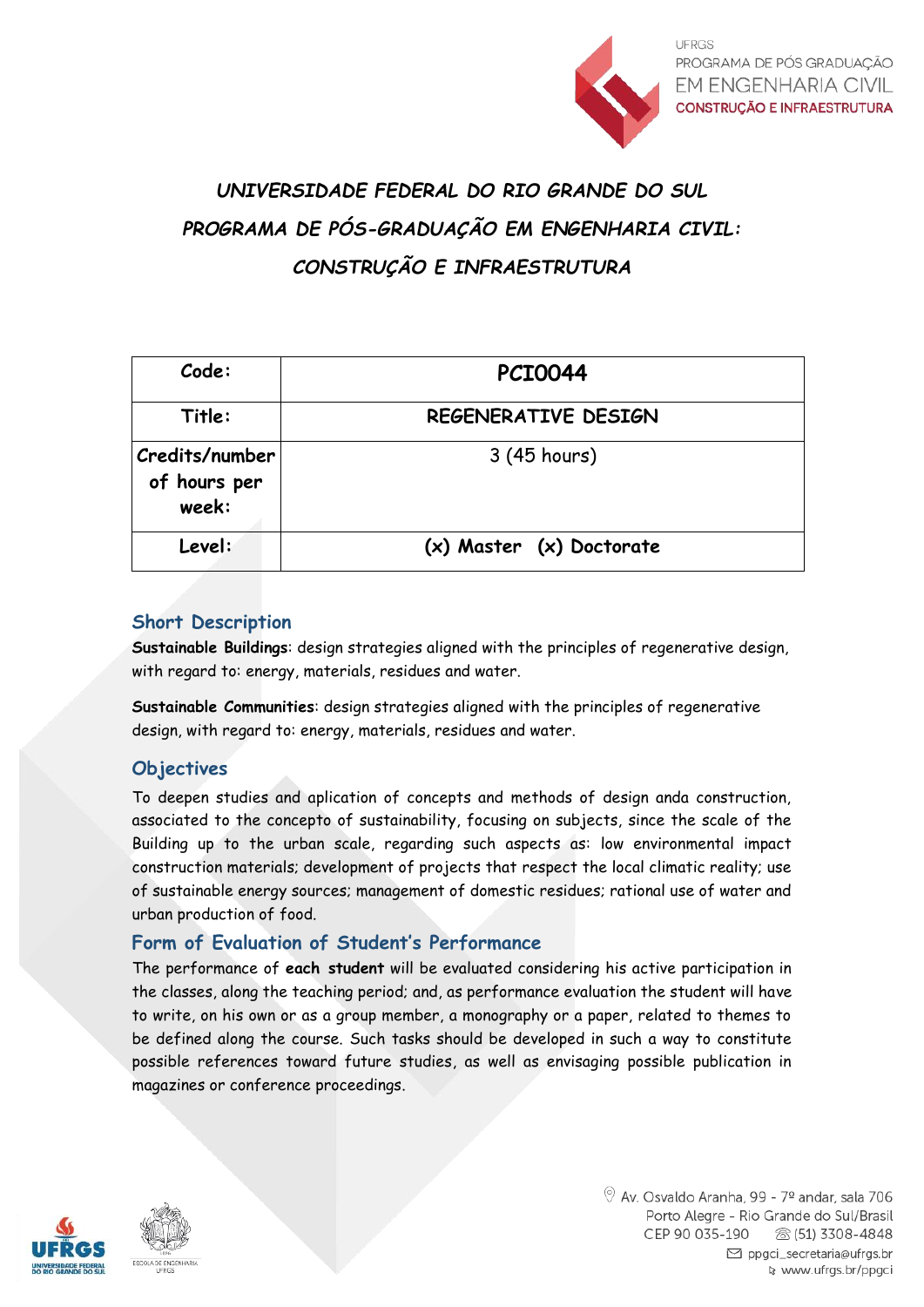# *UNIVERSIDADE FEDERAL DO RIO GRANDE DO SUL*

## *PROGRAMA DE PÓS-GRADUAÇÃO EM ENGENHARIA CIVIL: CONSTRUÇÃO E INFRAESTRUTURA*

| Code: | PCI0044 |
|---|---|
| Title: | REGENERATIVE DESIGN |
| Credits/number of hours per week: | 3 (45 hours) |
| Level: | (x) Master (x) Doctorate |

### Short Description

**Sustainable Buildings**: design strategies aligned with the principles of regenerative design, with regard to: energy, materials, residues and water.

**Sustainable Communities**: design strategies aligned with the principles of regenerative design, with regard to: energy, materials, residues and water.

### Objectives

To deepen studies and aplication of concepts and methods of design anda construction, associated to the concepto of sustainability, focusing on subjects, since the scale of the Building up to the urban scale, regarding such aspects as: low environmental impact construction materials; development of projects that respect the local climatic reality; use of sustainable energy sources; management of domestic residues; rational use of water and urban production of food.

### Form of Evaluation of Student's Performance

The performance of **each student** will be evaluated considering his active participation in the classes, along the teaching period; and, as performance evaluation the student will have to write, on his own or as a group member, a monography or a paper, related to themes to be defined along the course. Such tasks should be developed in such a way to constitute possible references toward future studies, as well as envisaging possible publication in magazines or conference proceedings.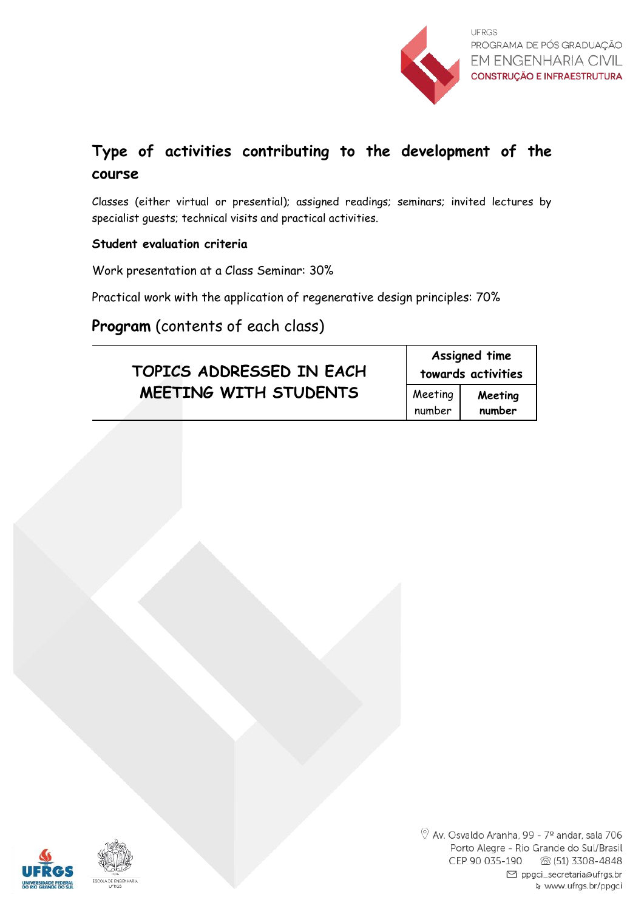## Type of activities contributing to the development of the course

Classes (either virtual or presential); assigned readings; seminars; invited lectures by specialist guests; technical visits and practical activities.

**Student evaluation criteria**

Work presentation at a Class Seminar: 30%

Practical work with the application of regenerative design principles: 70%

## **Program** (contents of each class)

| TOPICS ADDRESSED IN EACH MEETING WITH STUDENTS | Assigned time towards activities | |
|---|---|---|
| | Meeting number | **Meeting number** |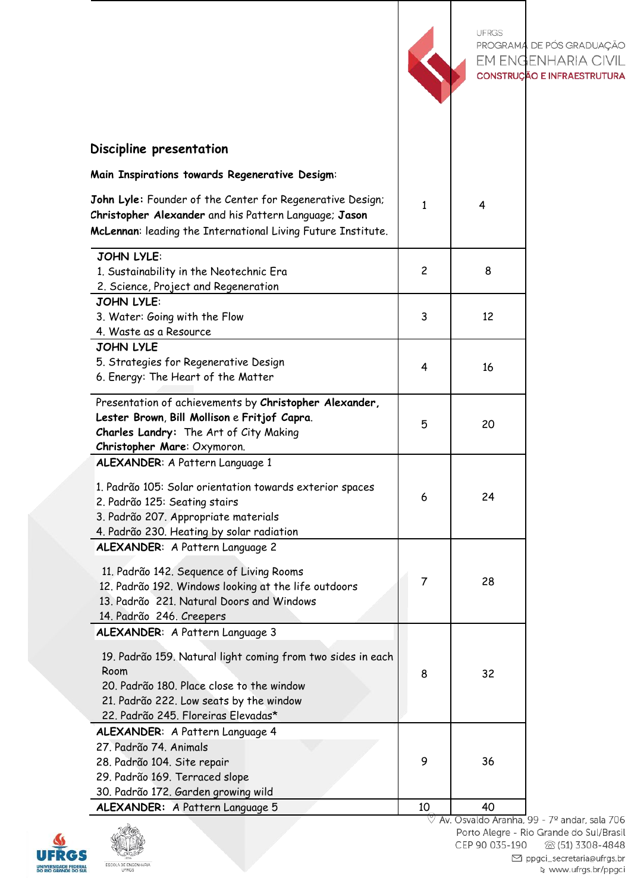| Discipline presentation | | |
|---|---|---|
| **Main Inspirations towards Regenerative Desigm**: <br><br> **John Lyle:** Founder of the Center for Regenerative Design; **Christopher Alexander** and his Pattern Language; **Jason McLennan**: leading the International Living Future Institute. | 1 | 4 |
| JOHN LYLE: <br> 1. Sustainability in the Neotechnic Era <br> 2. Science, Project and Regeneration | 2 | 8 |
| JOHN LYLE: <br> 3. Water: Going with the Flow <br> 4. Waste as a Resource | 3 | 12 |
| JOHN LYLE <br> 5. Strategies for Regenerative Design <br> 6. Energy: The Heart of the Matter | 4 | 16 |
| Presentation of achievements by **Christopher Alexander, Lester Brown, Bill Mollison** e **Fritjof Capra**. <br> **Charles Landry:** The Art of City Making <br> **Christopher Mare**: Oxymoron. | 5 | 20 |
| **ALEXANDER**: A Pattern Language 1 <br><br> 1. Padrão 105: Solar orientation towards exterior spaces <br> 2. Padrão 125: Seating stairs <br> 3. Padrão 207. Appropriate materials <br> 4. Padrão 230. Heating by solar radiation | 6 | 24 |
| **ALEXANDER**: A Pattern Language 2 <br><br> 11. Padrão 142. Sequence of Living Rooms <br> 12. Padrão 192. Windows looking at the life outdoors <br> 13. Padrão 221. Natural Doors and Windows <br> 14. Padrão 246. Creepers | 7 | 28 |
| **ALEXANDER**: A Pattern Language 3 <br><br> 19. Padrão 159. Natural light coming from two sides in each Room <br> 20. Padrão 180. Place close to the window <br> 21. Padrão 222. Low seats by the window <br> 22. Padrão 245. Floreiras Elevadas* | 8 | 32 |
| **ALEXANDER**: A Pattern Language 4 <br> 27. Padrão 74. Animals <br> 28. Padrão 104. Site repair <br> 29. Padrão 169. Terraced slope <br> 30. Padrão 172. Garden growing wild | 9 | 36 |
| **ALEXANDER:** A Pattern Language 5 | 10 | 40 |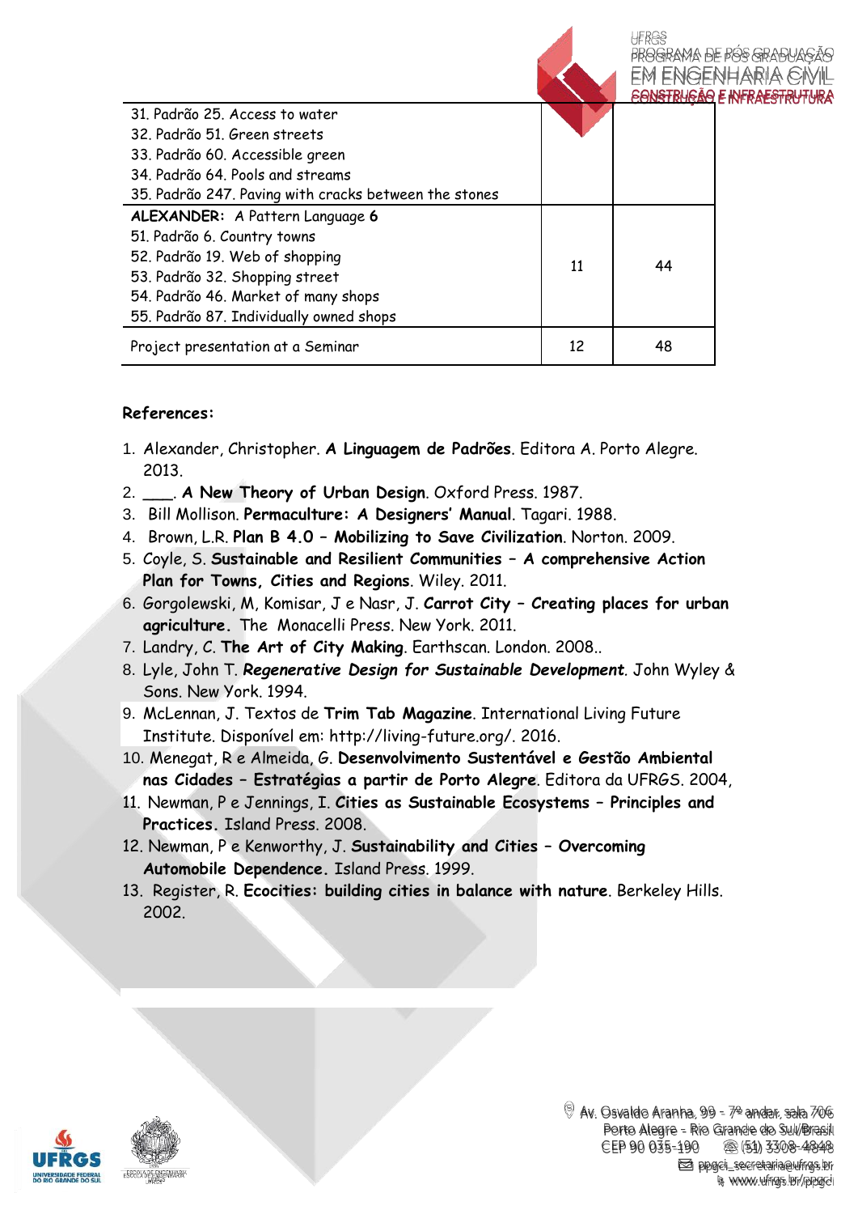| | | |
|---|---|---|
| 31. Padrão 25. Access to water<br>32. Padrão 51. Green streets<br>33. Padrão 60. Accessible green<br>34. Padrão 64. Pools and streams<br>35. Padrão 247. Paving with cracks between the stones | | |
| **ALEXANDER:** A Pattern Language **6**<br>51. Padrão 6. Country towns<br>52. Padrão 19. Web of shopping<br>53. Padrão 32. Shopping street<br>54. Padrão 46. Market of many shops<br>55. Padrão 87. Individually owned shops | 11 | 44 |
| Project presentation at a Seminar | 12 | 48 |

**References:**

1. Alexander, Christopher. **A Linguagem de Padrões**. Editora A. Porto Alegre. 2013.
2. ___. **A New Theory of Urban Design**. Oxford Press. 1987.
3. Bill Mollison. **Permaculture: A Designers' Manual**. Tagari. 1988.
4. Brown, L.R. **Plan B 4.0 – Mobilizing to Save Civilization**. Norton. 2009.
5. Coyle, S. **Sustainable and Resilient Communities – A comprehensive Action Plan for Towns, Cities and Regions**. Wiley. 2011.
6. Gorgolewski, M, Komisar, J e Nasr, J. **Carrot City – Creating places for urban agriculture.** The Monacelli Press. New York. 2011.
7. Landry, C. **The Art of City Making**. Earthscan. London. 2008..
8. Lyle, John T. ***Regenerative Design for Sustainable Development***. John Wyley & Sons. New York. 1994.
9. McLennan, J. Textos de **Trim Tab Magazine**. International Living Future Institute. Disponível em: http://living-future.org/. 2016.
10. Menegat, R e Almeida, G. **Desenvolvimento Sustentável e Gestão Ambiental nas Cidades – Estratégias a partir de Porto Alegre**. Editora da UFRGS. 2004,
11. Newman, P e Jennings, I. **Cities as Sustainable Ecosystems – Principles and Practices.** Island Press. 2008.
12. Newman, P e Kenworthy, J. **Sustainability and Cities – Overcoming Automobile Dependence.** Island Press. 1999.
13. Register, R. **Ecocities: building cities in balance with nature**. Berkeley Hills. 2002.